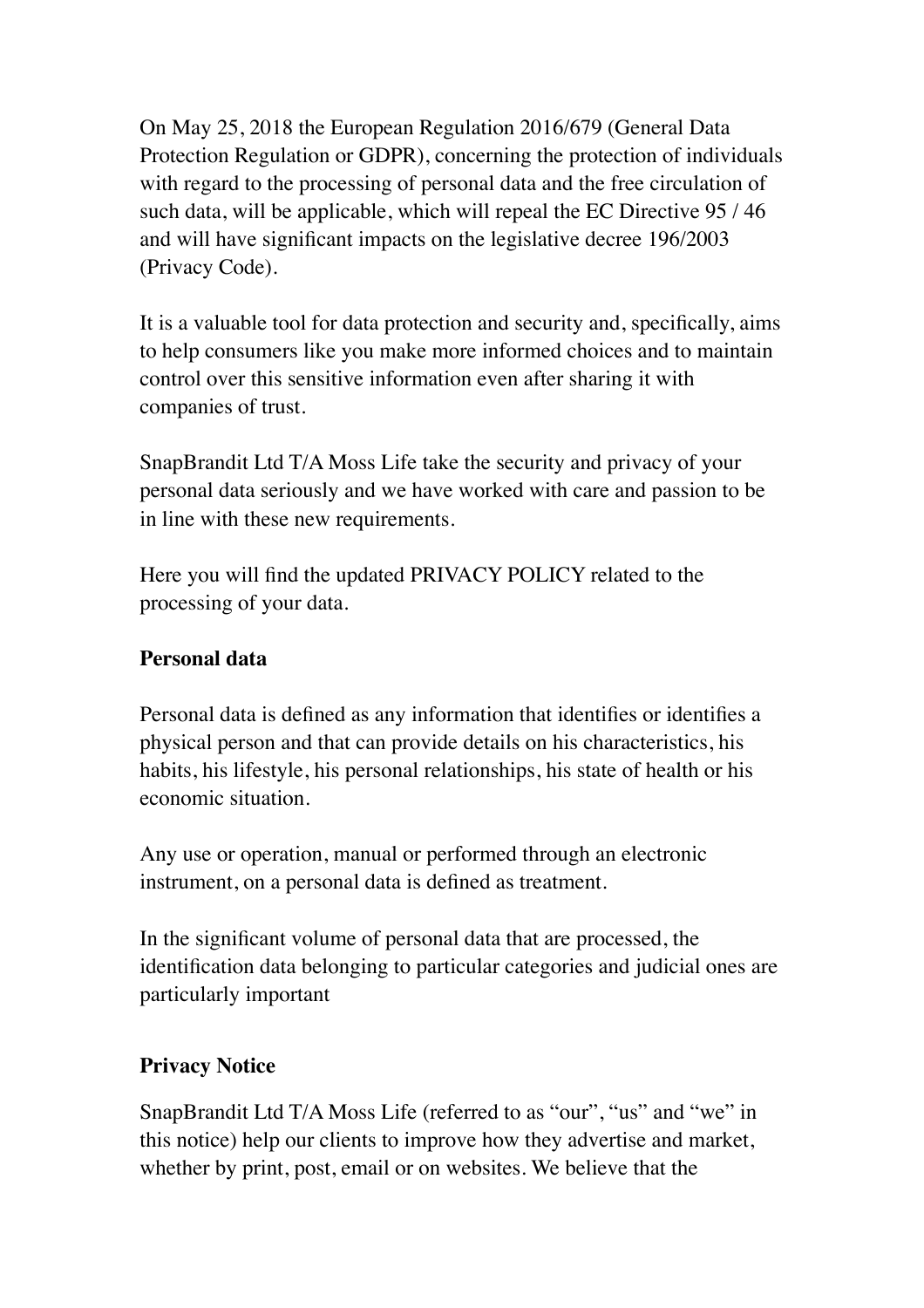On May 25, 2018 the European Regulation 2016/679 (General Data Protection Regulation or GDPR), concerning the protection of individuals with regard to the processing of personal data and the free circulation of such data, will be applicable, which will repeal the EC Directive 95 / 46 and will have significant impacts on the legislative decree 196/2003 (Privacy Code).

It is a valuable tool for data protection and security and, specifically, aims to help consumers like you make more informed choices and to maintain control over this sensitive information even after sharing it with companies of trust.

SnapBrandit Ltd T/A Moss Life take the security and privacy of your personal data seriously and we have worked with care and passion to be in line with these new requirements.

Here you will find the updated PRIVACY POLICY related to the processing of your data.

**Personal data**

Personal data is defined as any information that identifies or identifies a physical person and that can provide details on his characteristics, his habits, his lifestyle, his personal relationships, his state of health or his economic situation.

Any use or operation, manual or performed through an electronic instrument, on a personal data is defined as treatment.

In the significant volume of personal data that are processed, the identification data belonging to particular categories and judicial ones are particularly important

**Privacy Notice**

SnapBrandit Ltd T/A Moss Life (referred to as “our”, “us” and “we” in this notice) help our clients to improve how they advertise and market, whether by print, post, email or on websites. We believe that the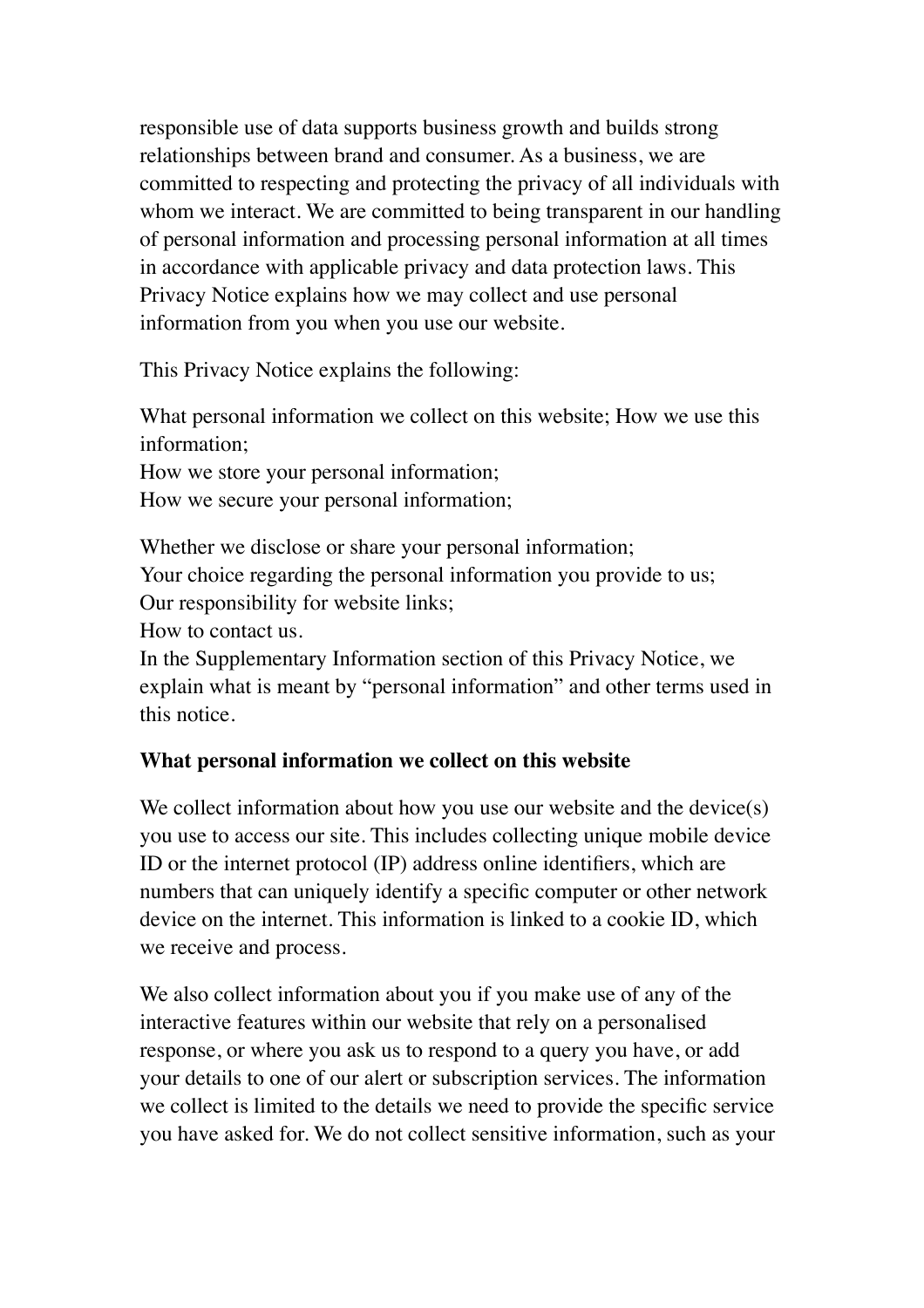responsible use of data supports business growth and builds strong relationships between brand and consumer. As a business, we are committed to respecting and protecting the privacy of all individuals with whom we interact. We are committed to being transparent in our handling of personal information and processing personal information at all times in accordance with applicable privacy and data protection laws. This Privacy Notice explains how we may collect and use personal information from you when you use our website.

This Privacy Notice explains the following:

What personal information we collect on this website; How we use this information;
How we store your personal information;
How we secure your personal information;

Whether we disclose or share your personal information;
Your choice regarding the personal information you provide to us;
Our responsibility for website links;
How to contact us.
In the Supplementary Information section of this Privacy Notice, we explain what is meant by "personal information" and other terms used in this notice.

**What personal information we collect on this website**

We collect information about how you use our website and the device(s) you use to access our site. This includes collecting unique mobile device ID or the internet protocol (IP) address online identifiers, which are numbers that can uniquely identify a specific computer or other network device on the internet. This information is linked to a cookie ID, which we receive and process.

We also collect information about you if you make use of any of the interactive features within our website that rely on a personalised response, or where you ask us to respond to a query you have, or add your details to one of our alert or subscription services. The information we collect is limited to the details we need to provide the specific service you have asked for. We do not collect sensitive information, such as your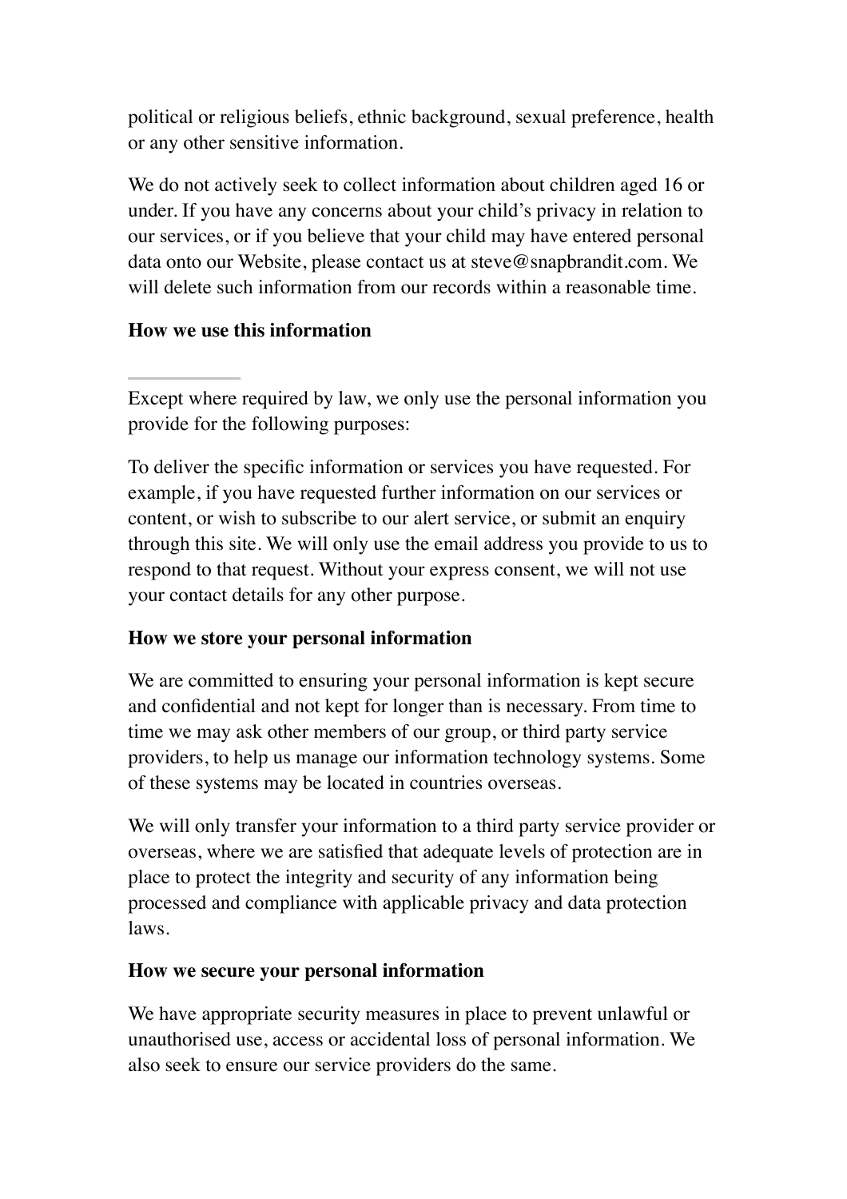political or religious beliefs, ethnic background, sexual preference, health or any other sensitive information.

We do not actively seek to collect information about children aged 16 or under. If you have any concerns about your child's privacy in relation to our services, or if you believe that your child may have entered personal data onto our Website, please contact us at steve@snapbrandit.com. We will delete such information from our records within a reasonable time.

**How we use this information**

---

Except where required by law, we only use the personal information you provide for the following purposes:

To deliver the specific information or services you have requested. For example, if you have requested further information on our services or content, or wish to subscribe to our alert service, or submit an enquiry through this site. We will only use the email address you provide to us to respond to that request. Without your express consent, we will not use your contact details for any other purpose.

**How we store your personal information**

We are committed to ensuring your personal information is kept secure and confidential and not kept for longer than is necessary. From time to time we may ask other members of our group, or third party service providers, to help us manage our information technology systems. Some of these systems may be located in countries overseas.

We will only transfer your information to a third party service provider or overseas, where we are satisfied that adequate levels of protection are in place to protect the integrity and security of any information being processed and compliance with applicable privacy and data protection laws.

**How we secure your personal information**

We have appropriate security measures in place to prevent unlawful or unauthorised use, access or accidental loss of personal information. We also seek to ensure our service providers do the same.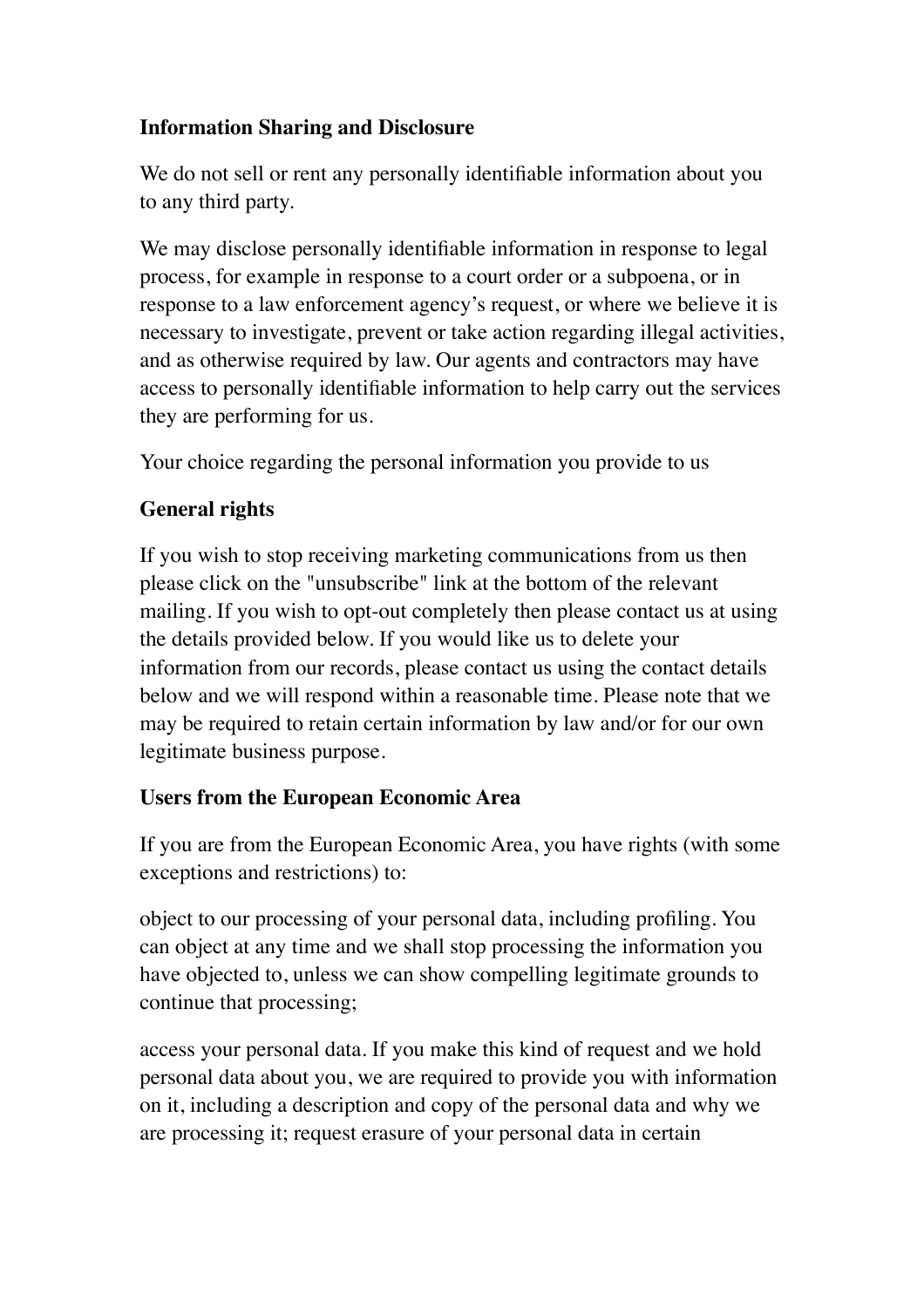**Information Sharing and Disclosure**

We do not sell or rent any personally identifiable information about you to any third party.

We may disclose personally identifiable information in response to legal process, for example in response to a court order or a subpoena, or in response to a law enforcement agency's request, or where we believe it is necessary to investigate, prevent or take action regarding illegal activities, and as otherwise required by law. Our agents and contractors may have access to personally identifiable information to help carry out the services they are performing for us.

Your choice regarding the personal information you provide to us

**General rights**

If you wish to stop receiving marketing communications from us then please click on the "unsubscribe" link at the bottom of the relevant mailing. If you wish to opt-out completely then please contact us at using the details provided below. If you would like us to delete your information from our records, please contact us using the contact details below and we will respond within a reasonable time. Please note that we may be required to retain certain information by law and/or for our own legitimate business purpose.

**Users from the European Economic Area**

If you are from the European Economic Area, you have rights (with some exceptions and restrictions) to:

object to our processing of your personal data, including profiling. You can object at any time and we shall stop processing the information you have objected to, unless we can show compelling legitimate grounds to continue that processing;

access your personal data. If you make this kind of request and we hold personal data about you, we are required to provide you with information on it, including a description and copy of the personal data and why we are processing it; request erasure of your personal data in certain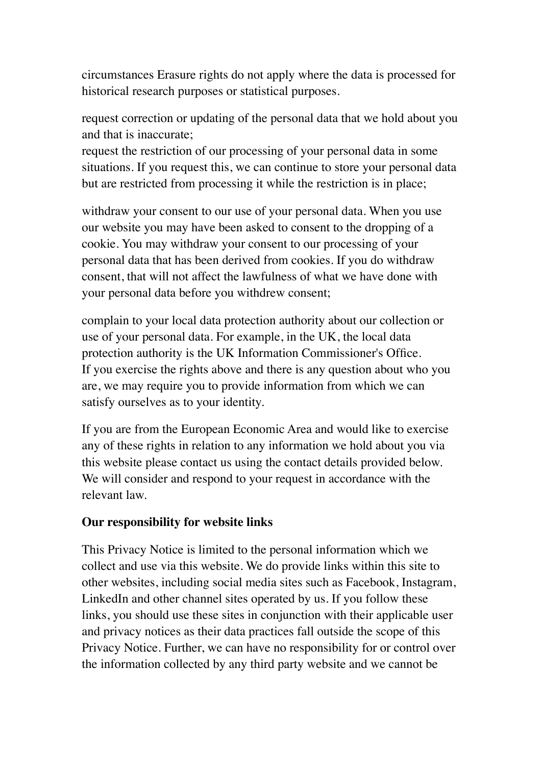circumstances Erasure rights do not apply where the data is processed for historical research purposes or statistical purposes.

request correction or updating of the personal data that we hold about you and that is inaccurate;
request the restriction of our processing of your personal data in some situations. If you request this, we can continue to store your personal data but are restricted from processing it while the restriction is in place;

withdraw your consent to our use of your personal data. When you use our website you may have been asked to consent to the dropping of a cookie. You may withdraw your consent to our processing of your personal data that has been derived from cookies. If you do withdraw consent, that will not affect the lawfulness of what we have done with your personal data before you withdrew consent;

complain to your local data protection authority about our collection or use of your personal data. For example, in the UK, the local data protection authority is the UK Information Commissioner's Office.
If you exercise the rights above and there is any question about who you are, we may require you to provide information from which we can satisfy ourselves as to your identity.

If you are from the European Economic Area and would like to exercise any of these rights in relation to any information we hold about you via this website please contact us using the contact details provided below. We will consider and respond to your request in accordance with the relevant law.

**Our responsibility for website links**

This Privacy Notice is limited to the personal information which we collect and use via this website. We do provide links within this site to other websites, including social media sites such as Facebook, Instagram, LinkedIn and other channel sites operated by us. If you follow these links, you should use these sites in conjunction with their applicable user and privacy notices as their data practices fall outside the scope of this Privacy Notice. Further, we can have no responsibility for or control over the information collected by any third party website and we cannot be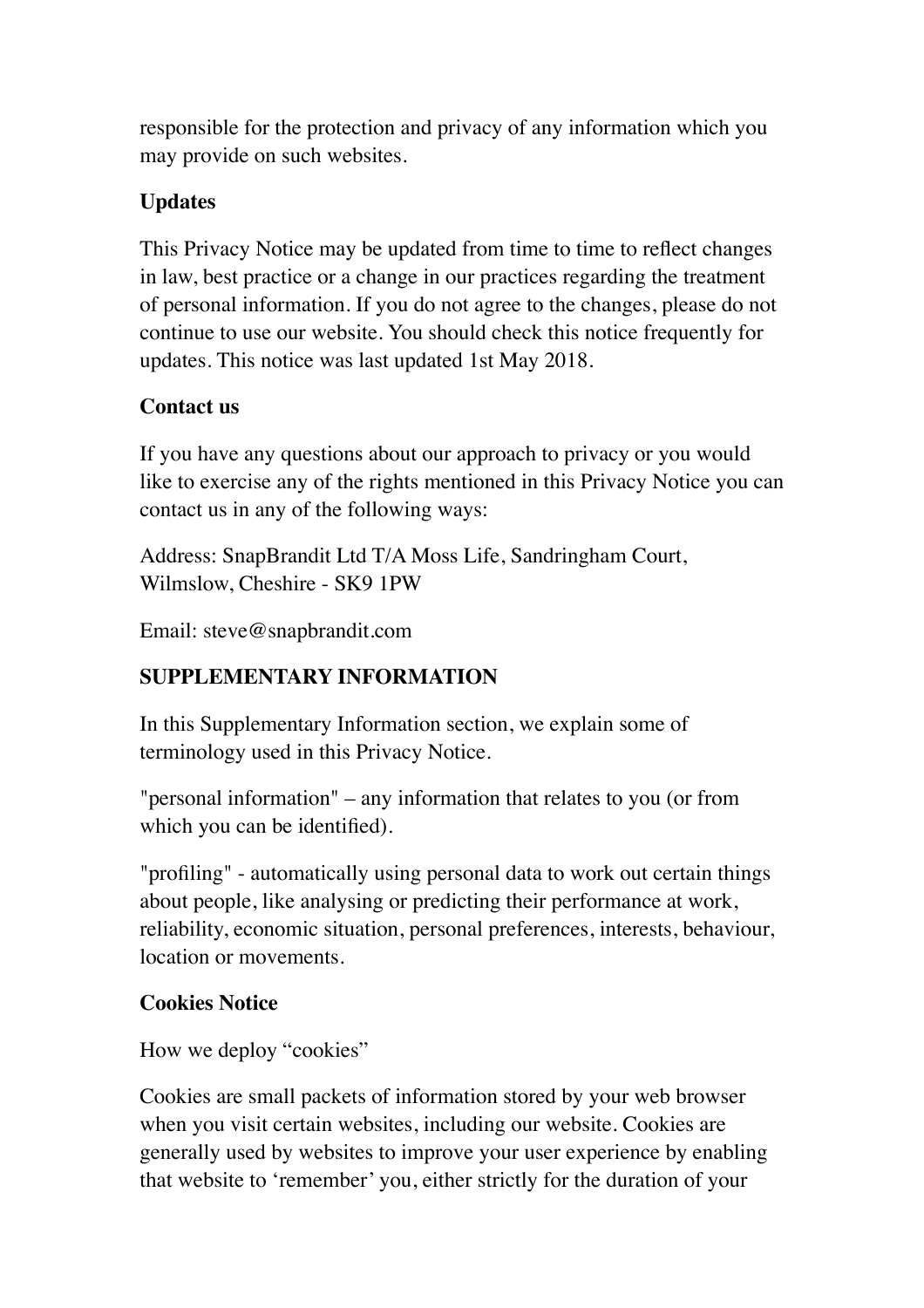responsible for the protection and privacy of any information which you may provide on such websites.

**Updates**

This Privacy Notice may be updated from time to time to reflect changes in law, best practice or a change in our practices regarding the treatment of personal information. If you do not agree to the changes, please do not continue to use our website. You should check this notice frequently for updates. This notice was last updated 1st May 2018.

**Contact us**

If you have any questions about our approach to privacy or you would like to exercise any of the rights mentioned in this Privacy Notice you can contact us in any of the following ways:

Address: SnapBrandit Ltd T/A Moss Life, Sandringham Court, Wilmslow, Cheshire - SK9 1PW

Email: steve@snapbrandit.com

**SUPPLEMENTARY INFORMATION**

In this Supplementary Information section, we explain some of terminology used in this Privacy Notice.

"personal information" – any information that relates to you (or from which you can be identified).

"profiling" - automatically using personal data to work out certain things about people, like analysing or predicting their performance at work, reliability, economic situation, personal preferences, interests, behaviour, location or movements.

**Cookies Notice**

How we deploy "cookies"

Cookies are small packets of information stored by your web browser when you visit certain websites, including our website. Cookies are generally used by websites to improve your user experience by enabling that website to 'remember' you, either strictly for the duration of your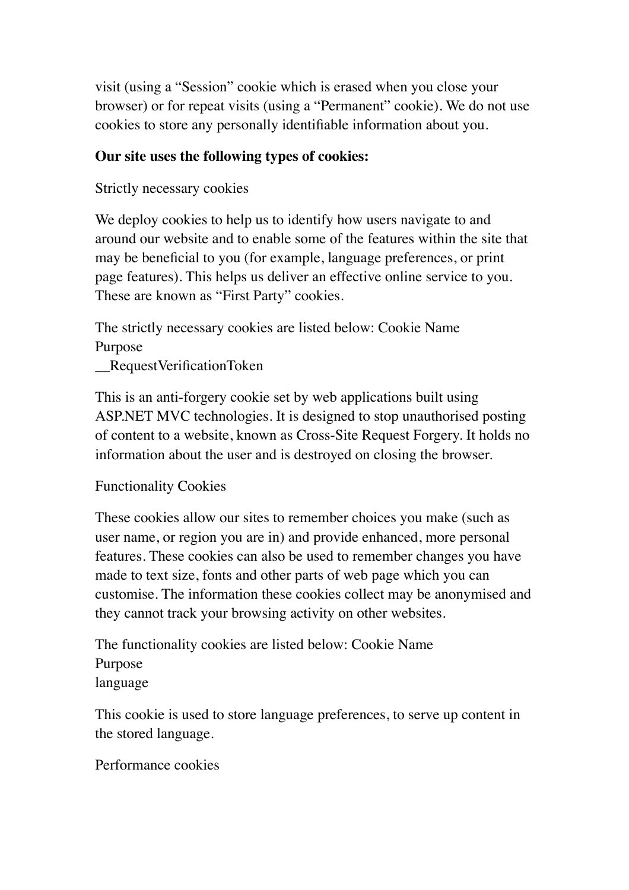visit (using a "Session" cookie which is erased when you close your browser) or for repeat visits (using a "Permanent" cookie). We do not use cookies to store any personally identifiable information about you.

**Our site uses the following types of cookies:**

Strictly necessary cookies

We deploy cookies to help us to identify how users navigate to and around our website and to enable some of the features within the site that may be beneficial to you (for example, language preferences, or print page features). This helps us deliver an effective online service to you. These are known as "First Party" cookies.

The strictly necessary cookies are listed below: Cookie Name
Purpose
__RequestVerificationToken

This is an anti-forgery cookie set by web applications built using ASP.NET MVC technologies. It is designed to stop unauthorised posting of content to a website, known as Cross-Site Request Forgery. It holds no information about the user and is destroyed on closing the browser.

Functionality Cookies

These cookies allow our sites to remember choices you make (such as user name, or region you are in) and provide enhanced, more personal features. These cookies can also be used to remember changes you have made to text size, fonts and other parts of web page which you can customise. The information these cookies collect may be anonymised and they cannot track your browsing activity on other websites.

The functionality cookies are listed below: Cookie Name
Purpose
language

This cookie is used to store language preferences, to serve up content in the stored language.

Performance cookies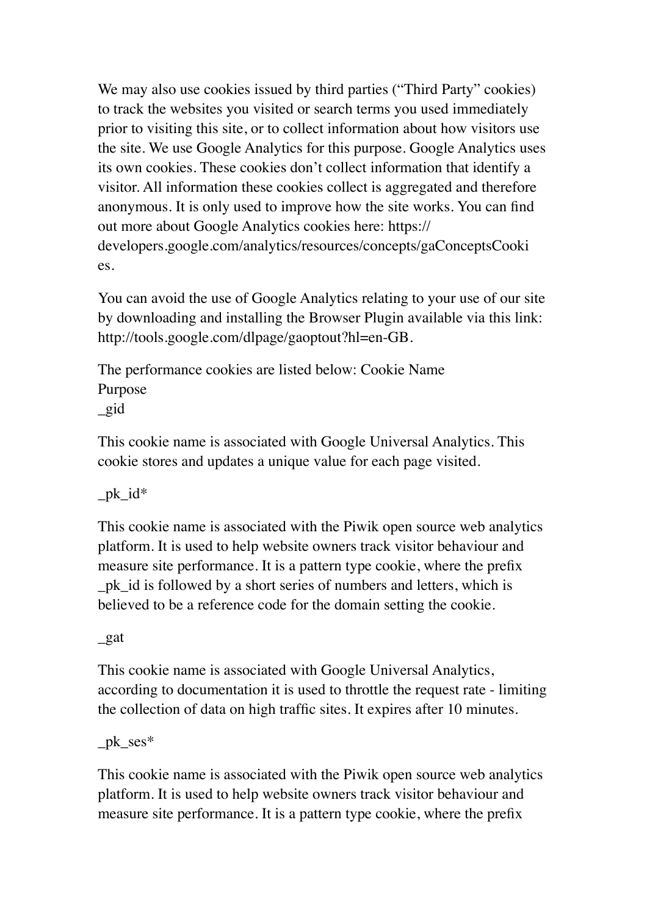We may also use cookies issued by third parties ("Third Party" cookies) to track the websites you visited or search terms you used immediately prior to visiting this site, or to collect information about how visitors use the site. We use Google Analytics for this purpose. Google Analytics uses its own cookies. These cookies don't collect information that identify a visitor. All information these cookies collect is aggregated and therefore anonymous. It is only used to improve how the site works. You can find out more about Google Analytics cookies here: https://developers.google.com/analytics/resources/concepts/gaConceptsCookies.

You can avoid the use of Google Analytics relating to your use of our site by downloading and installing the Browser Plugin available via this link: http://tools.google.com/dlpage/gaoptout?hl=en-GB.

The performance cookies are listed below: Cookie Name
Purpose
_gid

This cookie name is associated with Google Universal Analytics. This cookie stores and updates a unique value for each page visited.

_pk_id*

This cookie name is associated with the Piwik open source web analytics platform. It is used to help website owners track visitor behaviour and measure site performance. It is a pattern type cookie, where the prefix _pk_id is followed by a short series of numbers and letters, which is believed to be a reference code for the domain setting the cookie.

_gat

This cookie name is associated with Google Universal Analytics, according to documentation it is used to throttle the request rate - limiting the collection of data on high traffic sites. It expires after 10 minutes.

_pk_ses*

This cookie name is associated with the Piwik open source web analytics platform. It is used to help website owners track visitor behaviour and measure site performance. It is a pattern type cookie, where the prefix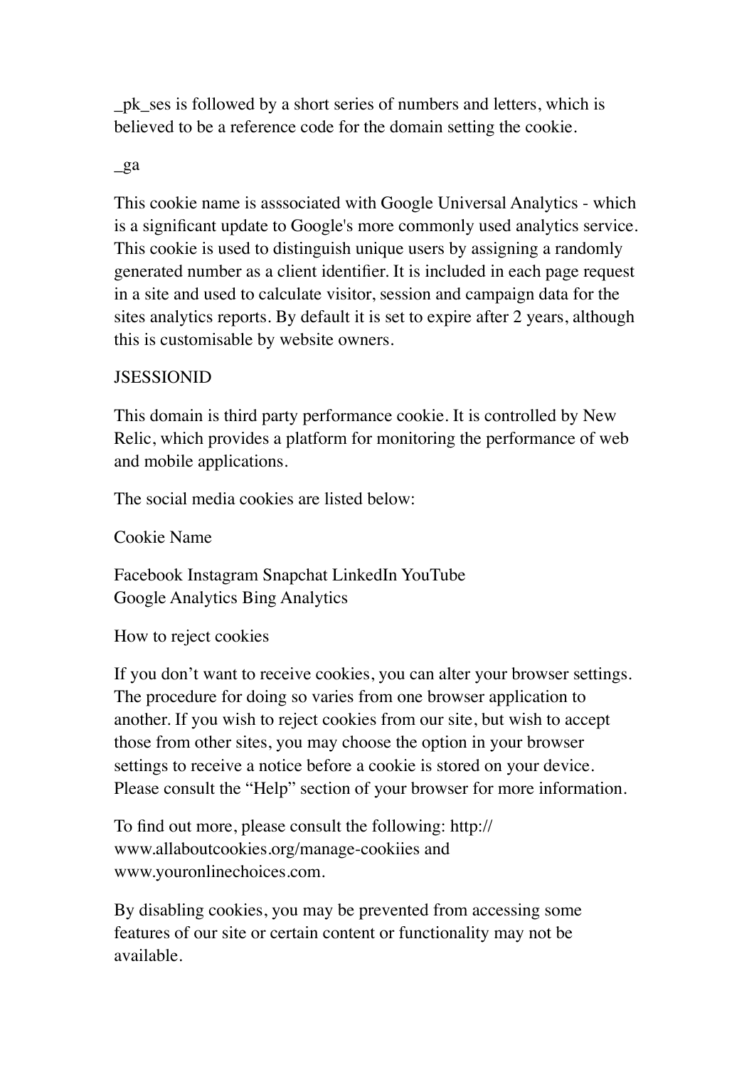_pk_ses is followed by a short series of numbers and letters, which is believed to be a reference code for the domain setting the cookie.

_ga

This cookie name is asssociated with Google Universal Analytics - which is a significant update to Google's more commonly used analytics service. This cookie is used to distinguish unique users by assigning a randomly generated number as a client identifier. It is included in each page request in a site and used to calculate visitor, session and campaign data for the sites analytics reports. By default it is set to expire after 2 years, although this is customisable by website owners.

JSESSIONID

This domain is third party performance cookie. It is controlled by New Relic, which provides a platform for monitoring the performance of web and mobile applications.

The social media cookies are listed below:

Cookie Name

Facebook Instagram Snapchat LinkedIn YouTube
Google Analytics Bing Analytics

How to reject cookies

If you don't want to receive cookies, you can alter your browser settings. The procedure for doing so varies from one browser application to another. If you wish to reject cookies from our site, but wish to accept those from other sites, you may choose the option in your browser settings to receive a notice before a cookie is stored on your device. Please consult the "Help" section of your browser for more information.

To find out more, please consult the following: http://www.allaboutcookies.org/manage-cookiies and www.youronlinechoices.com.

By disabling cookies, you may be prevented from accessing some features of our site or certain content or functionality may not be available.